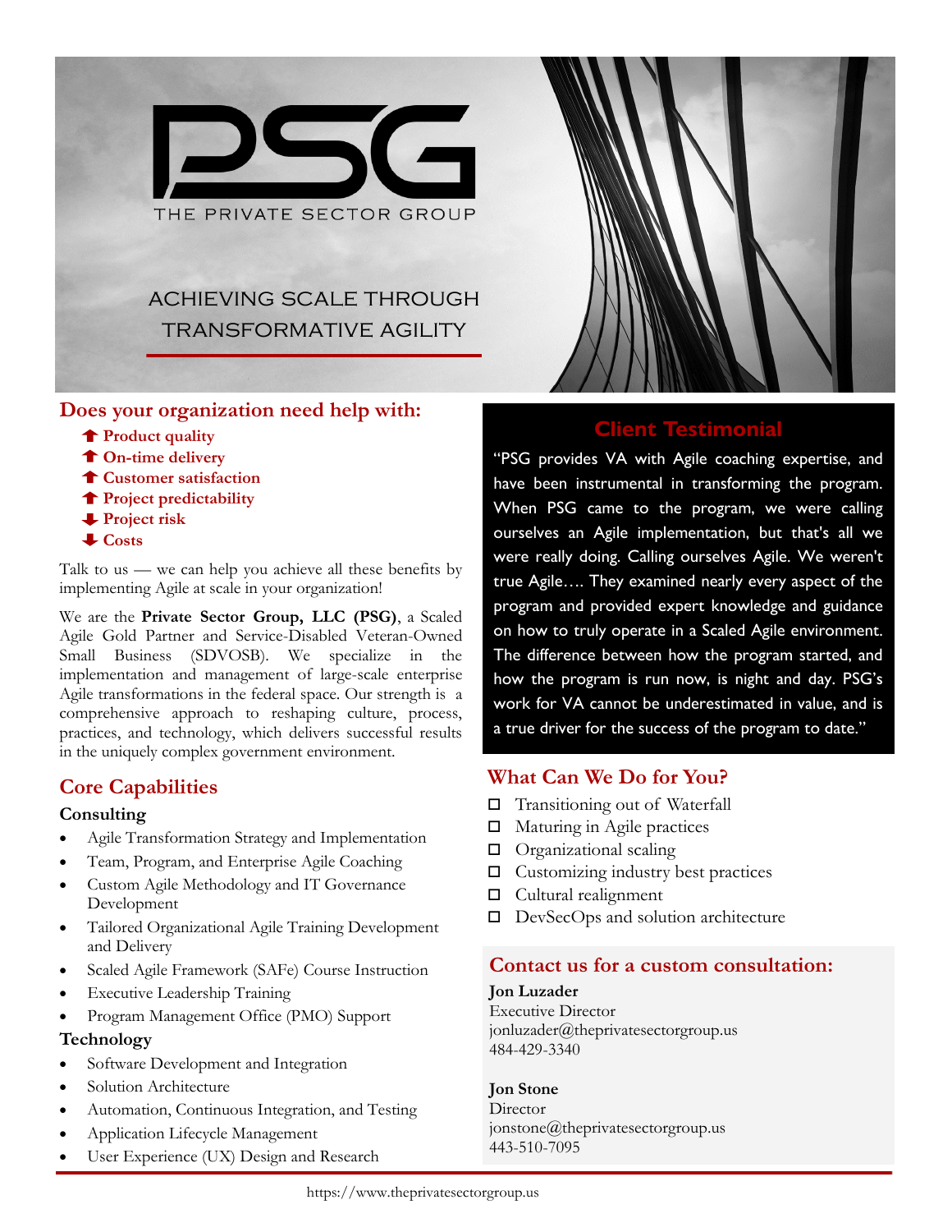# PSG

THE PRIVATE SECTOR GROUP

ACHIEVING SCALE THROUGH TRANSFORMATIVE AGILITY

## Does your organization need help with:

- ⬆ **Product quality**
- ⬆ **On-time delivery**
- ⬆ **Customer satisfaction**
- ⬆ **Project predictability**
- ⬇ **Project risk**
- ⬇ **Costs**

Talk to us — we can help you achieve all these benefits by implementing Agile at scale in your organization!

We are the **Private Sector Group, LLC (PSG)**, a Scaled Agile Gold Partner and Service-Disabled Veteran-Owned Small Business (SDVOSB). We specialize in the implementation and management of large-scale enterprise Agile transformations in the federal space. Our strength is a comprehensive approach to reshaping culture, process, practices, and technology, which delivers successful results in the uniquely complex government environment.

## Core Capabilities

### Consulting

- Agile Transformation Strategy and Implementation
- Team, Program, and Enterprise Agile Coaching
- Custom Agile Methodology and IT Governance Development
- Tailored Organizational Agile Training Development and Delivery
- Scaled Agile Framework (SAFe) Course Instruction
- Executive Leadership Training
- Program Management Office (PMO) Support

### Technology

- Software Development and Integration
- Solution Architecture
- Automation, Continuous Integration, and Testing
- Application Lifecycle Management
- User Experience (UX) Design and Research

## Client Testimonial

"PSG provides VA with Agile coaching expertise, and have been instrumental in transforming the program. When PSG came to the program, we were calling ourselves an Agile implementation, but that's all we were really doing. Calling ourselves Agile. We weren't true Agile…. They examined nearly every aspect of the program and provided expert knowledge and guidance on how to truly operate in a Scaled Agile environment. The difference between how the program started, and how the program is run now, is night and day. PSG's work for VA cannot be underestimated in value, and is a true driver for the success of the program to date."

## What Can We Do for You?

- ☐ Transitioning out of Waterfall
- ☐ Maturing in Agile practices
- ☐ Organizational scaling
- ☐ Customizing industry best practices
- ☐ Cultural realignment
- ☐ DevSecOps and solution architecture

## Contact us for a custom consultation:

**Jon Luzader**
Executive Director
jonluzader@theprivatesectorgroup.us
484-429-3340

**Jon Stone**
Director
jonstone@theprivatesectorgroup.us
443-510-7095

https://www.theprivatesectorgroup.us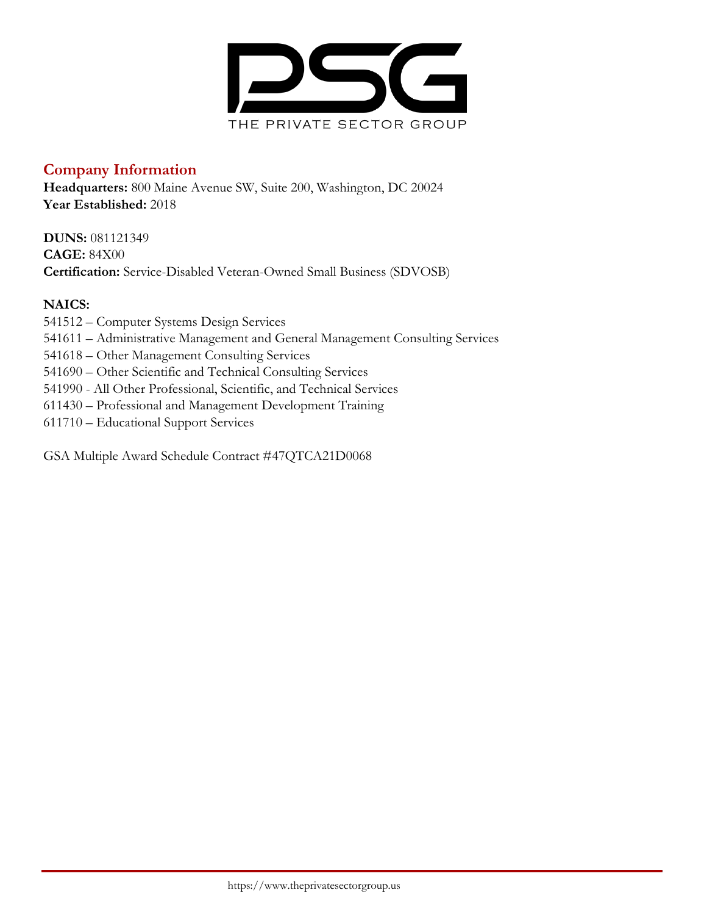THE PRIVATE SECTOR GROUP

## Company Information

**Headquarters:** 800 Maine Avenue SW, Suite 200, Washington, DC 20024
**Year Established:** 2018

**DUNS:** 081121349
**CAGE:** 84X00
**Certification:** Service-Disabled Veteran-Owned Small Business (SDVOSB)

**NAICS:**
541512 – Computer Systems Design Services
541611 – Administrative Management and General Management Consulting Services
541618 – Other Management Consulting Services
541690 – Other Scientific and Technical Consulting Services
541990 - All Other Professional, Scientific, and Technical Services
611430 – Professional and Management Development Training
611710 – Educational Support Services

GSA Multiple Award Schedule Contract #47QTCA21D0068

https://www.theprivatesectorgroup.us